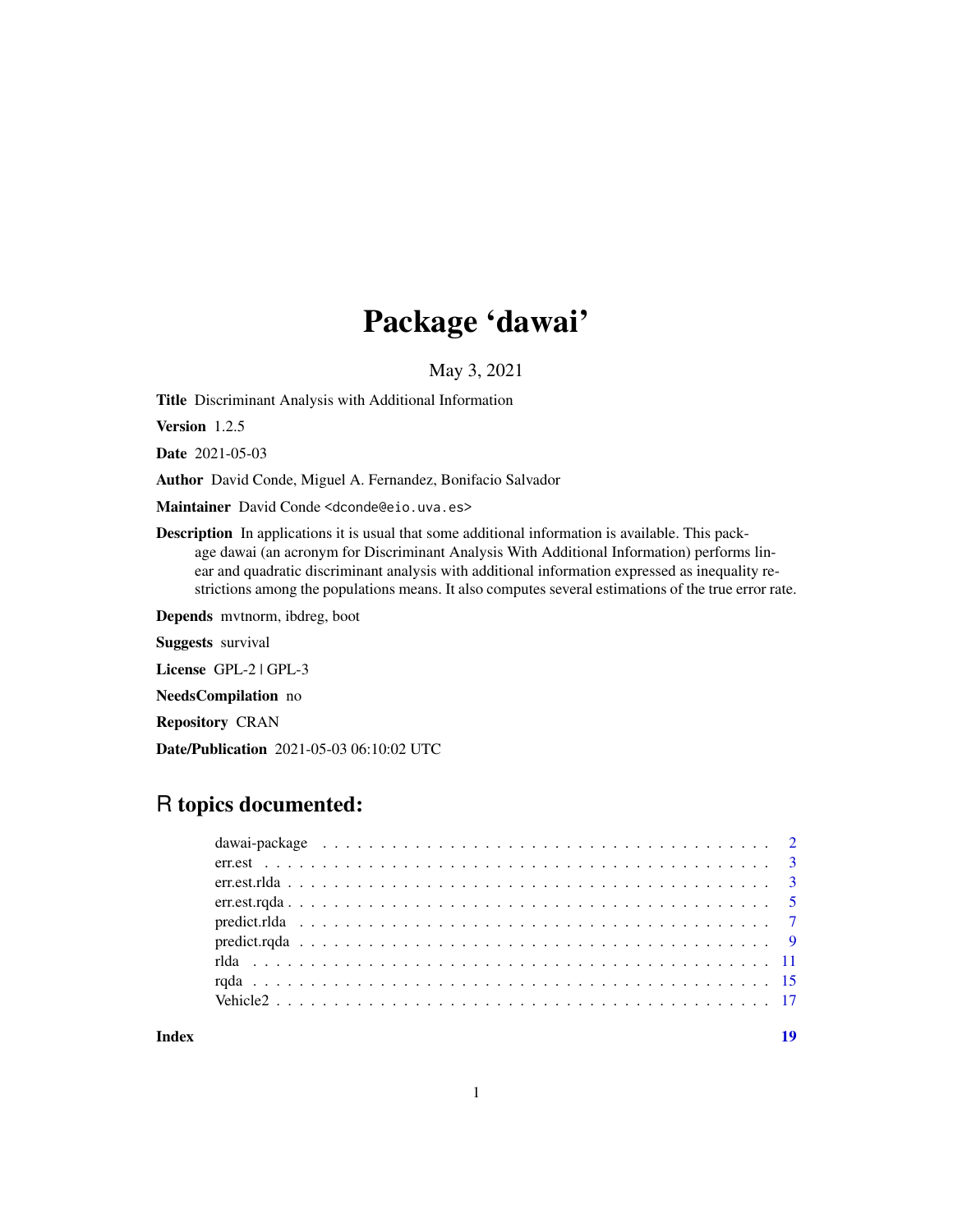# Package 'dawai'

May 3, 2021

**Title** Discriminant Analysis with Additional Information

**Version** 1.2.5

**Date** 2021-05-03

**Author** David Conde, Miguel A. Fernandez, Bonifacio Salvador

**Maintainer** David Conde <dconde@eio.uva.es>

**Description** In applications it is usual that some additional information is available. This package dawai (an acronym for Discriminant Analysis With Additional Information) performs linear and quadratic discriminant analysis with additional information expressed as inequality restrictions among the populations means. It also computes several estimations of the true error rate.

**Depends** mvtnorm, ibdreg, boot

**Suggests** survival

**License** GPL-2 | GPL-3

**NeedsCompilation** no

**Repository** CRAN

**Date/Publication** 2021-05-03 06:10:02 UTC

## R topics documented:

| | |
|---|---|
| dawai-package | 2 |
| err.est | 3 |
| err.est.rlda | 3 |
| err.est.rqda | 5 |
| predict.rlda | 7 |
| predict.rqda | 9 |
| rlda | 11 |
| rqda | 15 |
| Vehicle2 | 17 |
| **Index** | **19** |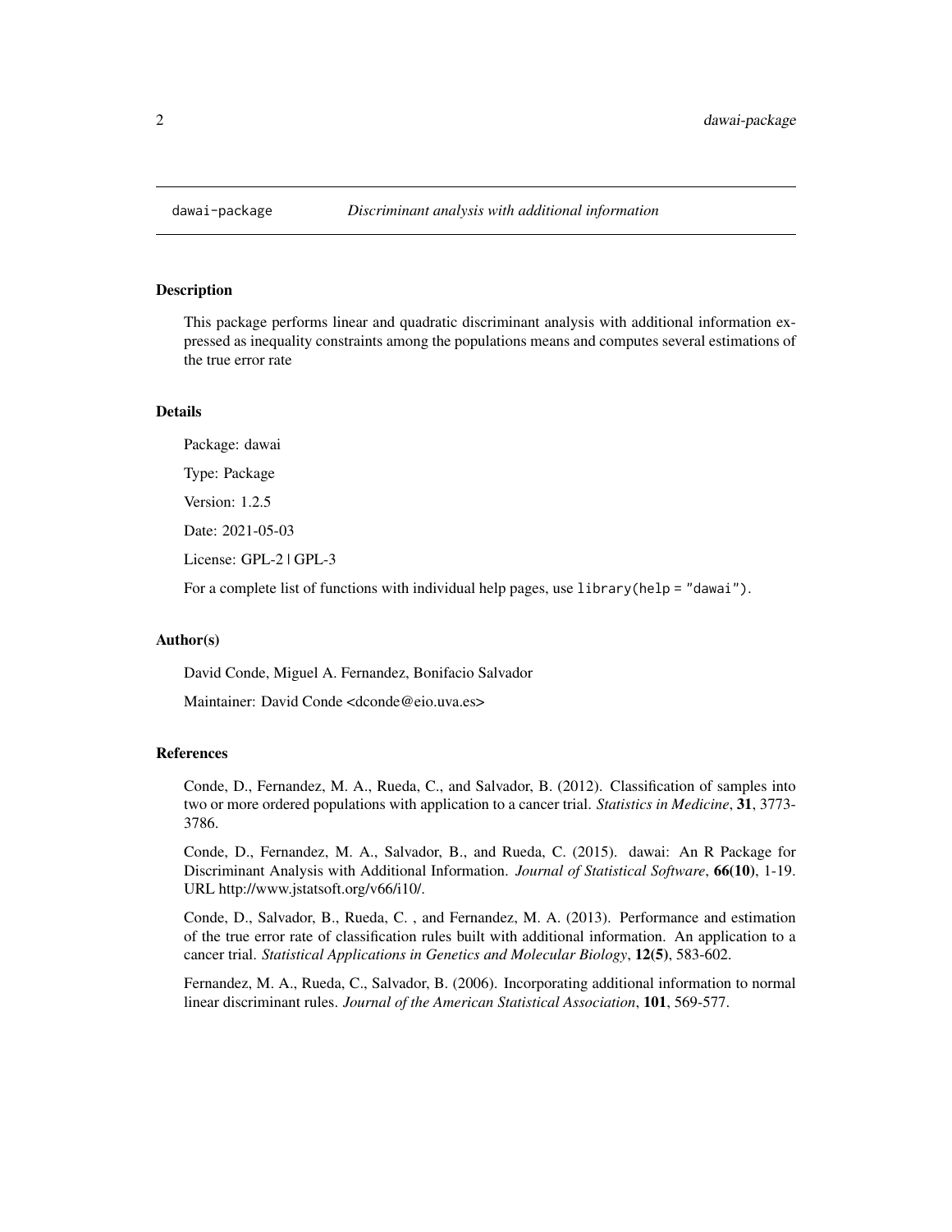# dawai-package *Discriminant analysis with additional information*

## Description

This package performs linear and quadratic discriminant analysis with additional information expressed as inequality constraints among the populations means and computes several estimations of the true error rate

## Details

Package: dawai

Type: Package

Version: 1.2.5

Date: 2021-05-03

License: GPL-2 | GPL-3

For a complete list of functions with individual help pages, use `library(help = "dawai")`.

## Author(s)

David Conde, Miguel A. Fernandez, Bonifacio Salvador

Maintainer: David Conde <dconde@eio.uva.es>

## References

Conde, D., Fernandez, M. A., Rueda, C., and Salvador, B. (2012). Classification of samples into two or more ordered populations with application to a cancer trial. *Statistics in Medicine*, **31**, 3773-3786.

Conde, D., Fernandez, M. A., Salvador, B., and Rueda, C. (2015). dawai: An R Package for Discriminant Analysis with Additional Information. *Journal of Statistical Software*, **66(10)**, 1-19. URL http://www.jstatsoft.org/v66/i10/.

Conde, D., Salvador, B., Rueda, C. , and Fernandez, M. A. (2013). Performance and estimation of the true error rate of classification rules built with additional information. An application to a cancer trial. *Statistical Applications in Genetics and Molecular Biology*, **12(5)**, 583-602.

Fernandez, M. A., Rueda, C., Salvador, B. (2006). Incorporating additional information to normal linear discriminant rules. *Journal of the American Statistical Association*, **101**, 569-577.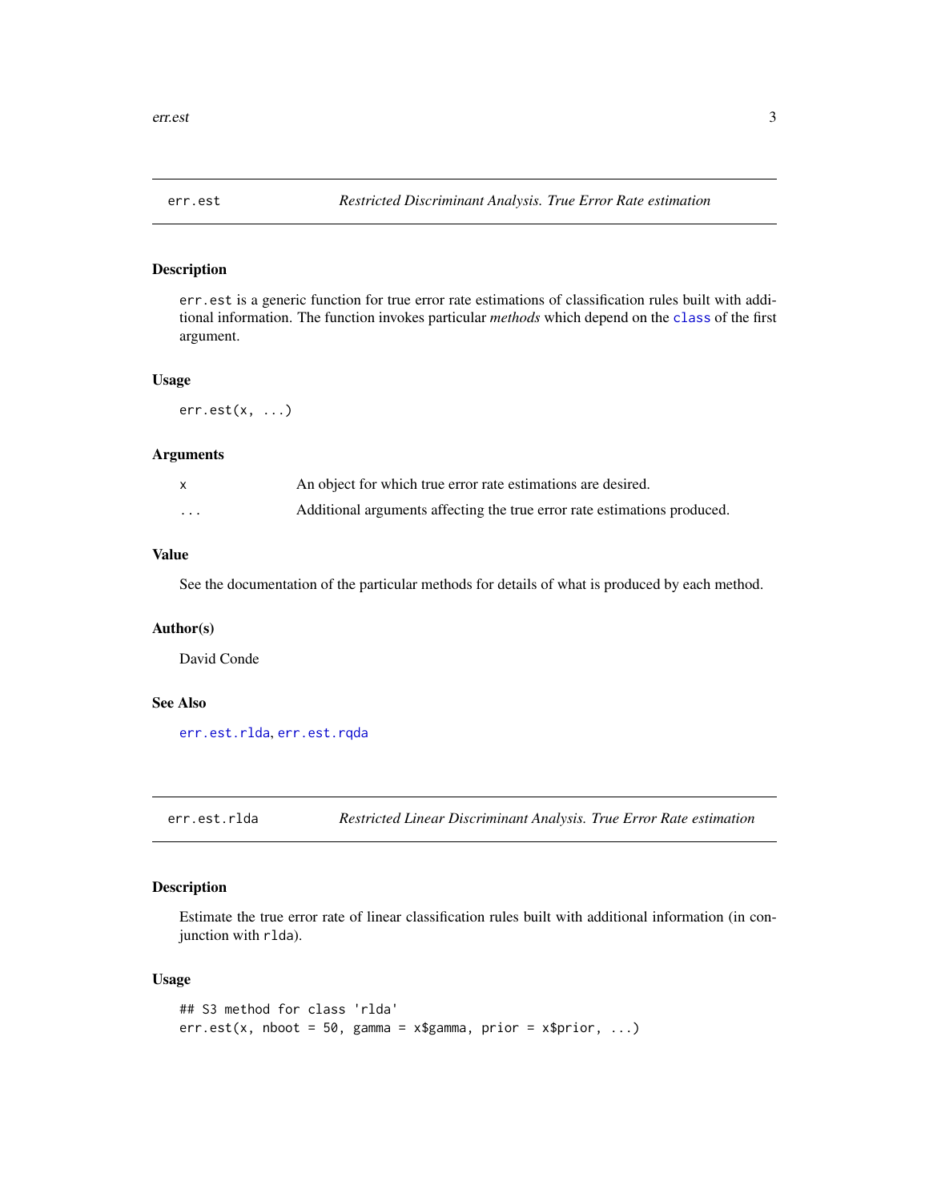## err.est — *Restricted Discriminant Analysis. True Error Rate estimation*

### Description

err.est is a generic function for true error rate estimations of classification rules built with additional information. The function invokes particular *methods* which depend on the class of the first argument.

### Usage

```
err.est(x, ...)
```

### Arguments

| | |
|---|---|
| x | An object for which true error rate estimations are desired. |
| ... | Additional arguments affecting the true error rate estimations produced. |

### Value

See the documentation of the particular methods for details of what is produced by each method.

### Author(s)

David Conde

### See Also

err.est.rlda, err.est.rqda

## err.est.rlda — *Restricted Linear Discriminant Analysis. True Error Rate estimation*

### Description

Estimate the true error rate of linear classification rules built with additional information (in conjunction with rlda).

### Usage

```
## S3 method for class 'rlda'
err.est(x, nboot = 50, gamma = x$gamma, prior = x$prior, ...)
```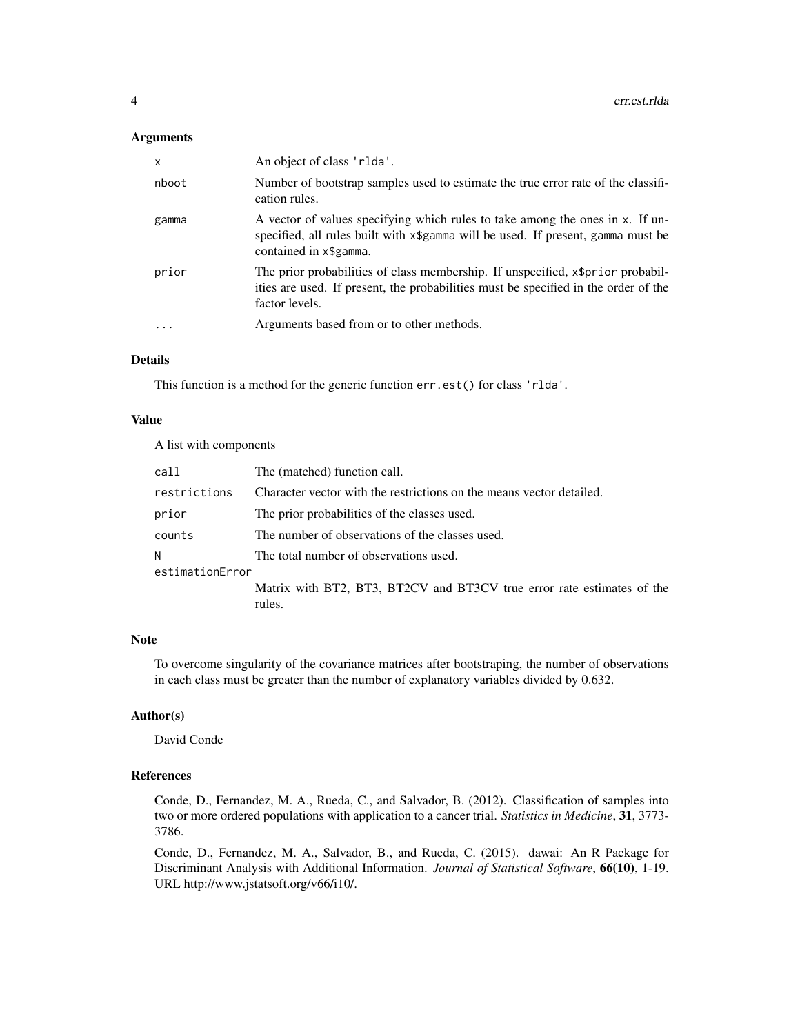## Arguments

| | |
|---|---|
| `x` | An object of class 'rlda'. |
| `nboot` | Number of bootstrap samples used to estimate the true error rate of the classification rules. |
| `gamma` | A vector of values specifying which rules to take among the ones in x. If unspecified, all rules built with x$gamma will be used. If present, gamma must be contained in x$gamma. |
| `prior` | The prior probabilities of class membership. If unspecified, x$prior probabilities are used. If present, the probabilities must be specified in the order of the factor levels. |
| `...` | Arguments based from or to other methods. |

## Details

This function is a method for the generic function `err.est()` for class 'rlda'.

## Value

A list with components

| | |
|---|---|
| `call` | The (matched) function call. |
| `restrictions` | Character vector with the restrictions on the means vector detailed. |
| `prior` | The prior probabilities of the classes used. |
| `counts` | The number of observations of the classes used. |
| `N` | The total number of observations used. |
| `estimationError` | Matrix with BT2, BT3, BT2CV and BT3CV true error rate estimates of the rules. |

## Note

To overcome singularity of the covariance matrices after bootstraping, the number of observations in each class must be greater than the number of explanatory variables divided by 0.632.

## Author(s)

David Conde

## References

Conde, D., Fernandez, M. A., Rueda, C., and Salvador, B. (2012). Classification of samples into two or more ordered populations with application to a cancer trial. *Statistics in Medicine*, **31**, 3773-3786.

Conde, D., Fernandez, M. A., Salvador, B., and Rueda, C. (2015). dawai: An R Package for Discriminant Analysis with Additional Information. *Journal of Statistical Software*, **66(10)**, 1-19. URL http://www.jstatsoft.org/v66/i10/.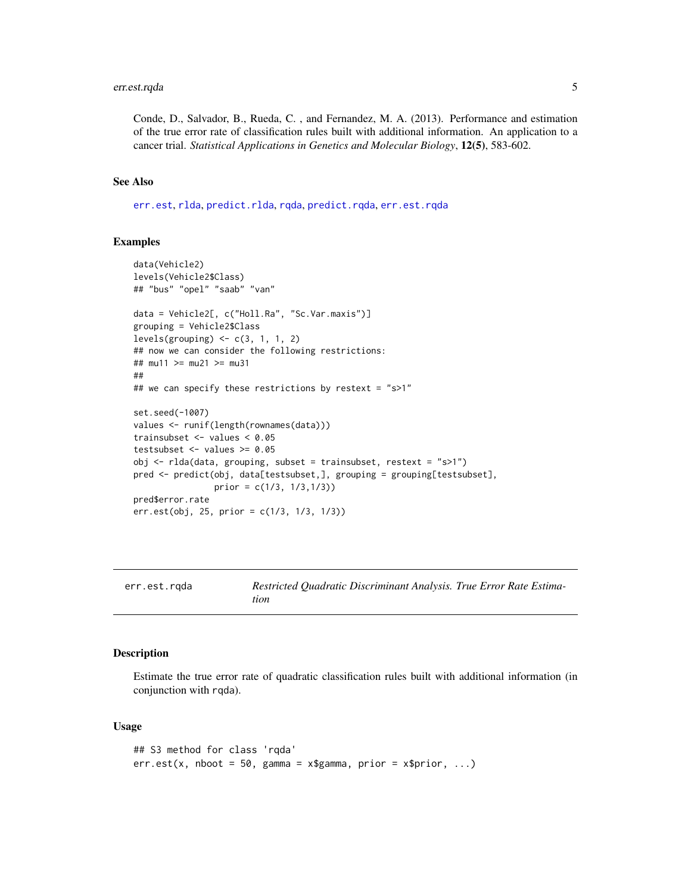Conde, D., Salvador, B., Rueda, C. , and Fernandez, M. A. (2013). Performance and estimation of the true error rate of classification rules built with additional information. An application to a cancer trial. *Statistical Applications in Genetics and Molecular Biology*, **12(5)**, 583-602.

### See Also

`err.est`, `rlda`, `predict.rlda`, `rqda`, `predict.rqda`, `err.est.rqda`

### Examples

```
data(Vehicle2)
levels(Vehicle2$Class)
## "bus" "opel" "saab" "van"

data = Vehicle2[, c("Holl.Ra", "Sc.Var.maxis")]
grouping = Vehicle2$Class
levels(grouping) <- c(3, 1, 1, 2)
## now we can consider the following restrictions:
## mu11 >= mu21 >= mu31
##
## we can specify these restrictions by restext = "s>1"

set.seed(-1007)
values <- runif(length(rownames(data)))
trainsubset <- values < 0.05
testsubset <- values >= 0.05
obj <- rlda(data, grouping, subset = trainsubset, restext = "s>1")
pred <- predict(obj, data[testsubset,], grouping = grouping[testsubset],
                prior = c(1/3, 1/3,1/3))
pred$error.rate
err.est(obj, 25, prior = c(1/3, 1/3, 1/3))
```

---

## err.est.rqda — *Restricted Quadratic Discriminant Analysis. True Error Rate Estimation*

### Description

Estimate the true error rate of quadratic classification rules built with additional information (in conjunction with `rqda`).

### Usage

```
## S3 method for class 'rqda'
err.est(x, nboot = 50, gamma = x$gamma, prior = x$prior, ...)
```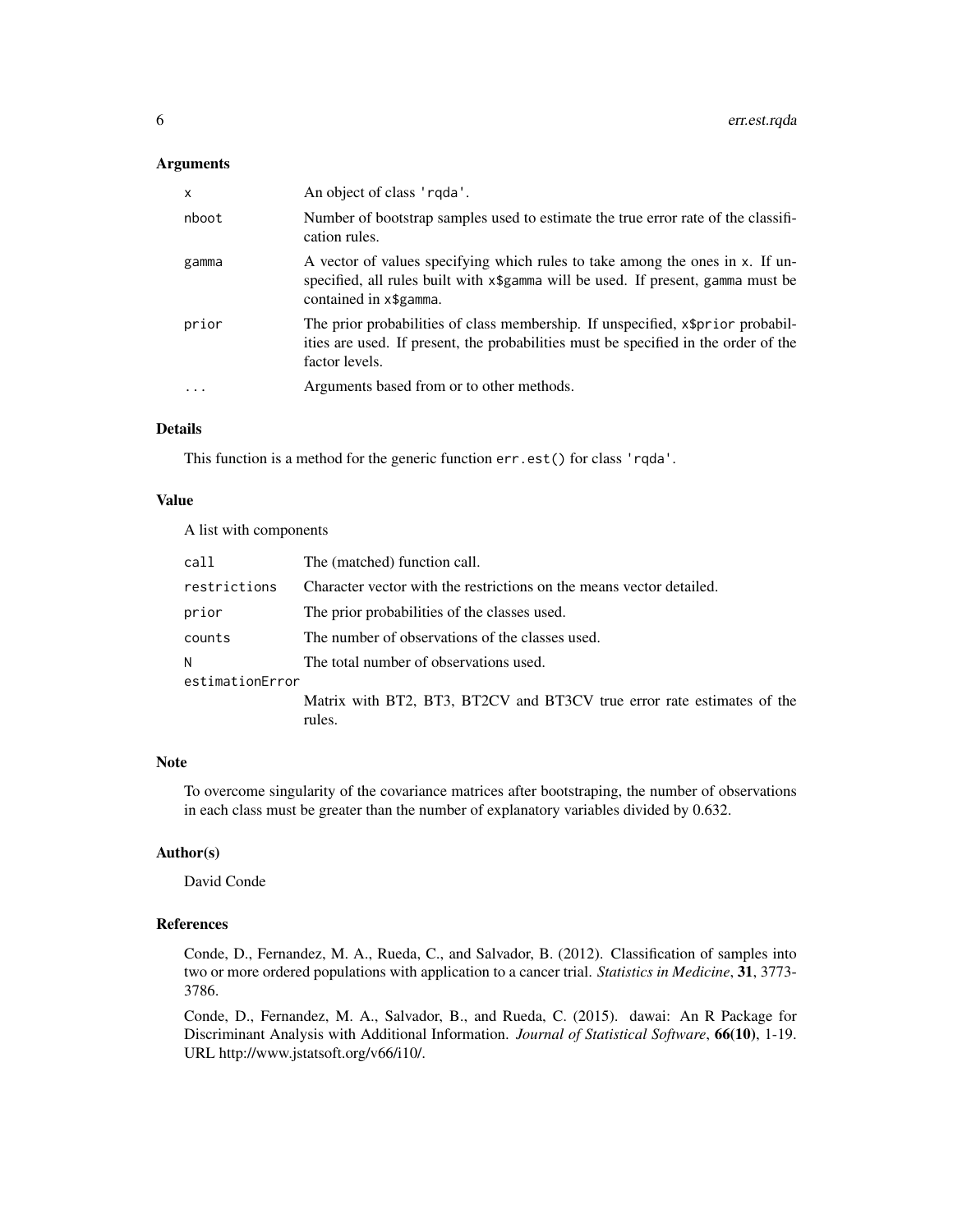## Arguments

| | |
|---|---|
| `x` | An object of class `'rqda'`. |
| `nboot` | Number of bootstrap samples used to estimate the true error rate of the classification rules. |
| `gamma` | A vector of values specifying which rules to take among the ones in `x`. If unspecified, all rules built with `x$gamma` will be used. If present, `gamma` must be contained in `x$gamma`. |
| `prior` | The prior probabilities of class membership. If unspecified, `x$prior` probabilities are used. If present, the probabilities must be specified in the order of the factor levels. |
| `...` | Arguments based from or to other methods. |

## Details

This function is a method for the generic function `err.est()` for class `'rqda'`.

## Value

A list with components

| | |
|---|---|
| `call` | The (matched) function call. |
| `restrictions` | Character vector with the restrictions on the means vector detailed. |
| `prior` | The prior probabilities of the classes used. |
| `counts` | The number of observations of the classes used. |
| `N` | The total number of observations used. |
| `estimationError` | Matrix with BT2, BT3, BT2CV and BT3CV true error rate estimates of the rules. |

## Note

To overcome singularity of the covariance matrices after bootstraping, the number of observations in each class must be greater than the number of explanatory variables divided by 0.632.

## Author(s)

David Conde

## References

Conde, D., Fernandez, M. A., Rueda, C., and Salvador, B. (2012). Classification of samples into two or more ordered populations with application to a cancer trial. *Statistics in Medicine*, **31**, 3773-3786.

Conde, D., Fernandez, M. A., Salvador, B., and Rueda, C. (2015). dawai: An R Package for Discriminant Analysis with Additional Information. *Journal of Statistical Software*, **66(10)**, 1-19. URL http://www.jstatsoft.org/v66/i10/.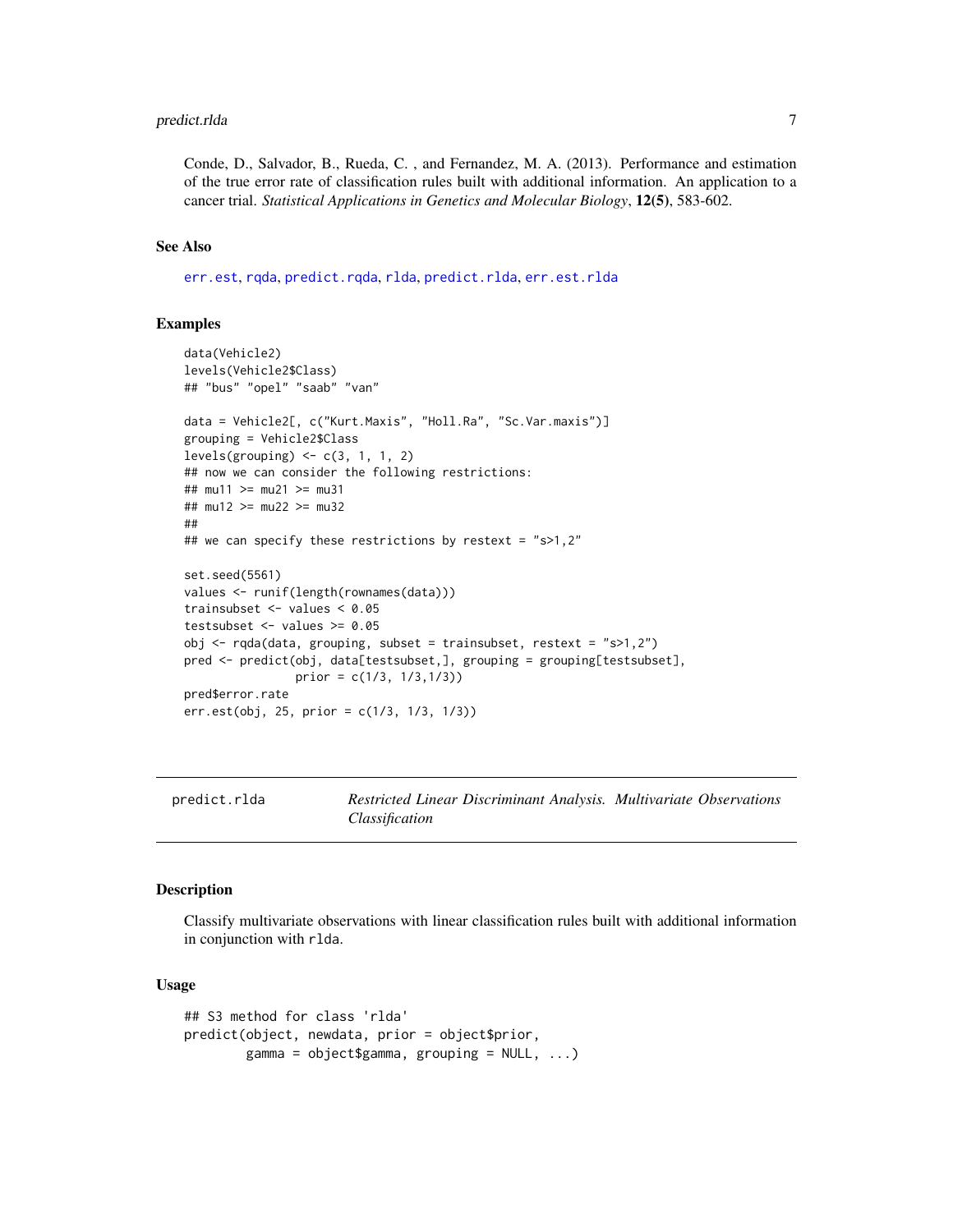Conde, D., Salvador, B., Rueda, C. , and Fernandez, M. A. (2013). Performance and estimation of the true error rate of classification rules built with additional information. An application to a cancer trial. *Statistical Applications in Genetics and Molecular Biology*, **12(5)**, 583-602.

### See Also

err.est, rqda, predict.rqda, rlda, predict.rlda, err.est.rlda

### Examples

```
data(Vehicle2)
levels(Vehicle2$Class)
## "bus" "opel" "saab" "van"

data = Vehicle2[, c("Kurt.Maxis", "Holl.Ra", "Sc.Var.maxis")]
grouping = Vehicle2$Class
levels(grouping) <- c(3, 1, 1, 2)
## now we can consider the following restrictions:
## mu11 >= mu21 >= mu31
## mu12 >= mu22 >= mu32
##
## we can specify these restrictions by restext = "s>1,2"

set.seed(5561)
values <- runif(length(rownames(data)))
trainsubset <- values < 0.05
testsubset <- values >= 0.05
obj <- rqda(data, grouping, subset = trainsubset, restext = "s>1,2")
pred <- predict(obj, data[testsubset,], grouping = grouping[testsubset],
                prior = c(1/3, 1/3,1/3))
pred$error.rate
err.est(obj, 25, prior = c(1/3, 1/3, 1/3))
```

---

## predict.rlda — *Restricted Linear Discriminant Analysis. Multivariate Observations Classification*

---

### Description

Classify multivariate observations with linear classification rules built with additional information in conjunction with rlda.

### Usage

```
## S3 method for class 'rlda'
predict(object, newdata, prior = object$prior,
        gamma = object$gamma, grouping = NULL, ...)
```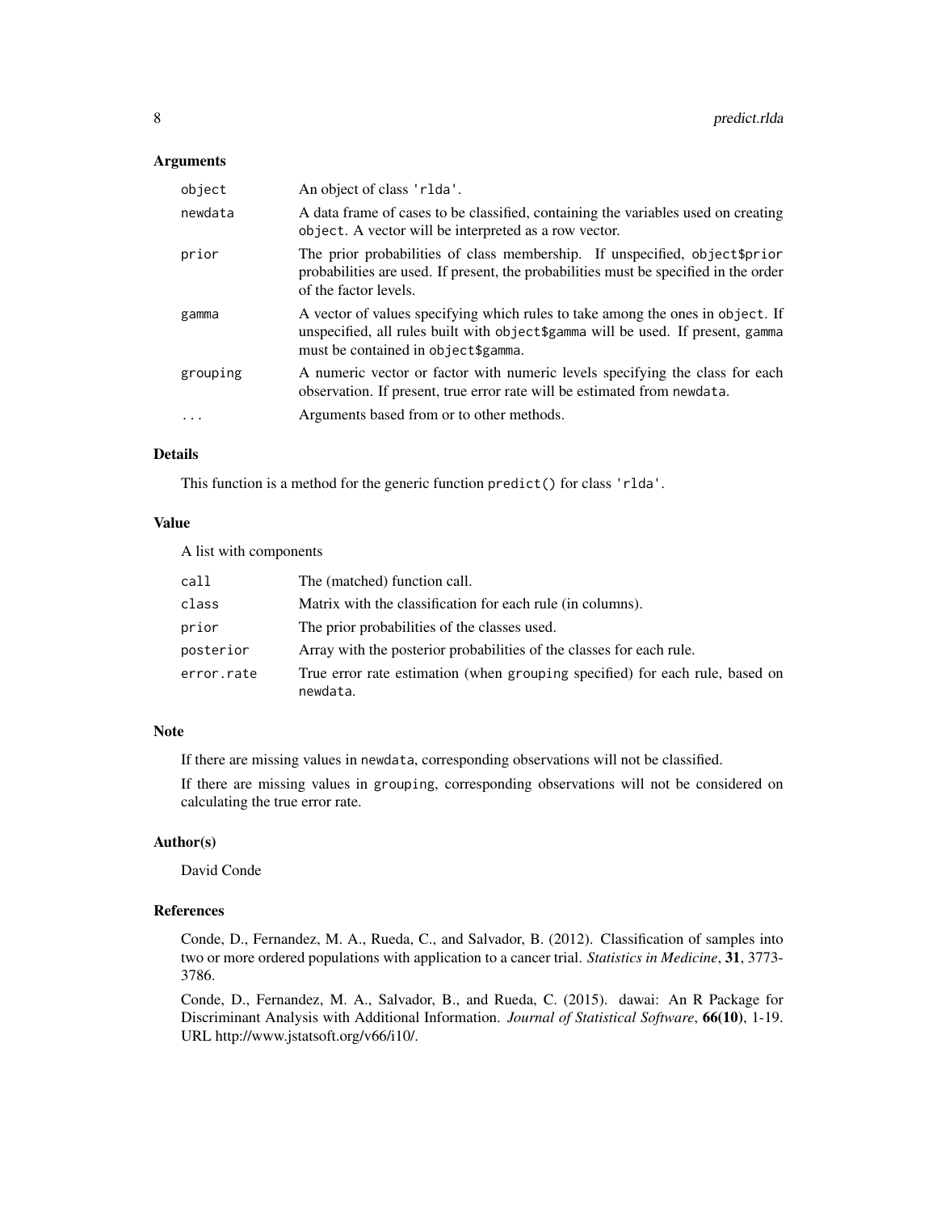## Arguments

| | |
|---|---|
| `object` | An object of class 'rlda'. |
| `newdata` | A data frame of cases to be classified, containing the variables used on creating `object`. A vector will be interpreted as a row vector. |
| `prior` | The prior probabilities of class membership. If unspecified, `object$prior` probabilities are used. If present, the probabilities must be specified in the order of the factor levels. |
| `gamma` | A vector of values specifying which rules to take among the ones in `object`. If unspecified, all rules built with `object$gamma` will be used. If present, `gamma` must be contained in `object$gamma`. |
| `grouping` | A numeric vector or factor with numeric levels specifying the class for each observation. If present, true error rate will be estimated from `newdata`. |
| `...` | Arguments based from or to other methods. |

## Details

This function is a method for the generic function `predict()` for class 'rlda'.

## Value

A list with components

| | |
|---|---|
| `call` | The (matched) function call. |
| `class` | Matrix with the classification for each rule (in columns). |
| `prior` | The prior probabilities of the classes used. |
| `posterior` | Array with the posterior probabilities of the classes for each rule. |
| `error.rate` | True error rate estimation (when `grouping` specified) for each rule, based on `newdata`. |

## Note

If there are missing values in `newdata`, corresponding observations will not be classified.

If there are missing values in `grouping`, corresponding observations will not be considered on calculating the true error rate.

## Author(s)

David Conde

## References

Conde, D., Fernandez, M. A., Rueda, C., and Salvador, B. (2012). Classification of samples into two or more ordered populations with application to a cancer trial. *Statistics in Medicine*, **31**, 3773-3786.

Conde, D., Fernandez, M. A., Salvador, B., and Rueda, C. (2015). dawai: An R Package for Discriminant Analysis with Additional Information. *Journal of Statistical Software*, **66(10)**, 1-19. URL http://www.jstatsoft.org/v66/i10/.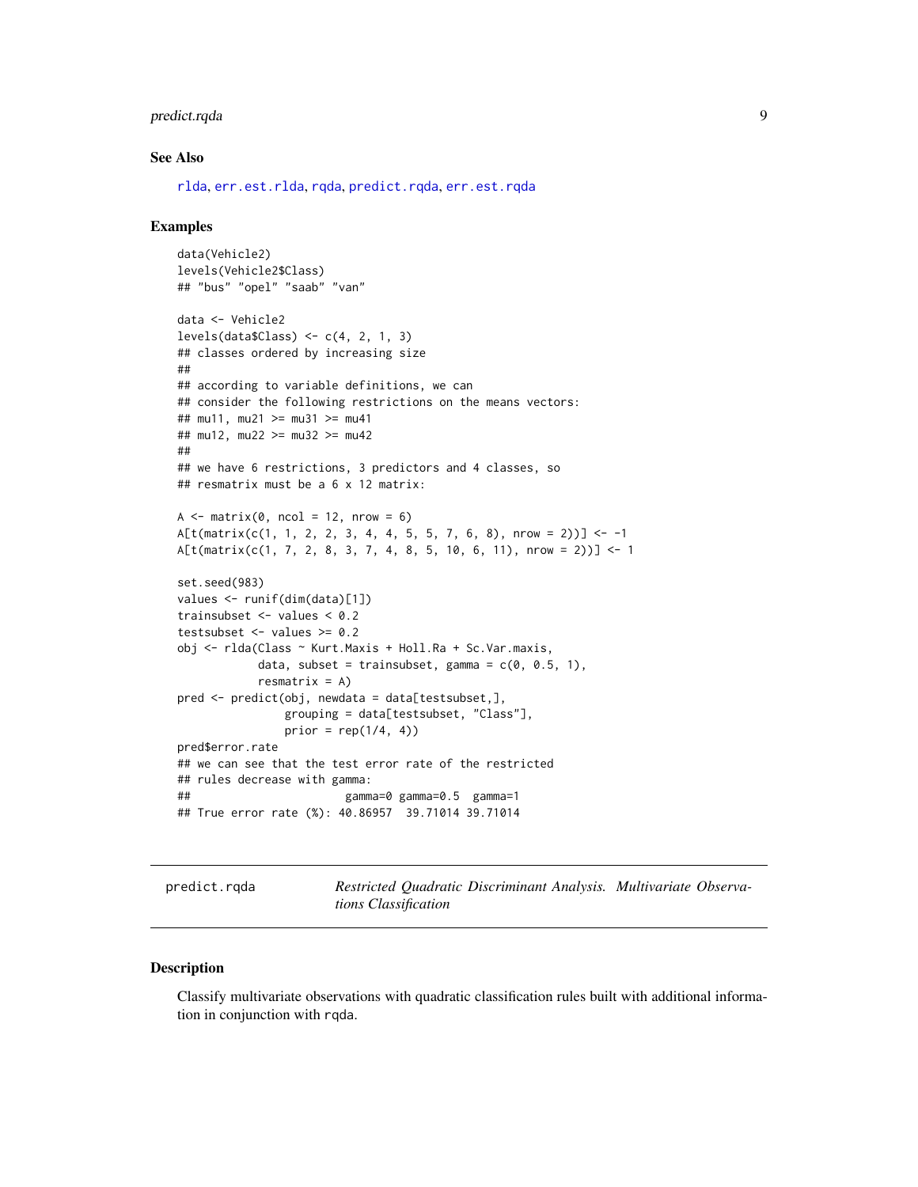### See Also

rlda, err.est.rlda, rqda, predict.rqda, err.est.rqda

### Examples

```
data(Vehicle2)
levels(Vehicle2$Class)
## "bus" "opel" "saab" "van"

data <- Vehicle2
levels(data$Class) <- c(4, 2, 1, 3)
## classes ordered by increasing size
##
## according to variable definitions, we can
## consider the following restrictions on the means vectors:
## mu11, mu21 >= mu31 >= mu41
## mu12, mu22 >= mu32 >= mu42
##
## we have 6 restrictions, 3 predictors and 4 classes, so
## resmatrix must be a 6 x 12 matrix:

A <- matrix(0, ncol = 12, nrow = 6)
A[t(matrix(c(1, 1, 2, 2, 3, 4, 4, 5, 5, 7, 6, 8), nrow = 2))] <- -1
A[t(matrix(c(1, 7, 2, 8, 3, 7, 4, 8, 5, 10, 6, 11), nrow = 2))] <- 1

set.seed(983)
values <- runif(dim(data)[1])
trainsubset <- values < 0.2
testsubset <- values >= 0.2
obj <- rlda(Class ~ Kurt.Maxis + Holl.Ra + Sc.Var.maxis,
            data, subset = trainsubset, gamma = c(0, 0.5, 1),
            resmatrix = A)
pred <- predict(obj, newdata = data[testsubset,],
                grouping = data[testsubset, "Class"],
                prior = rep(1/4, 4))
pred$error.rate
## we can see that the test error rate of the restricted
## rules decrease with gamma:
##                      gamma=0 gamma=0.5  gamma=1
## True error rate (%): 40.86957  39.71014 39.71014
```

## predict.rqda — *Restricted Quadratic Discriminant Analysis. Multivariate Observations Classification*

### Description

Classify multivariate observations with quadratic classification rules built with additional information in conjunction with rqda.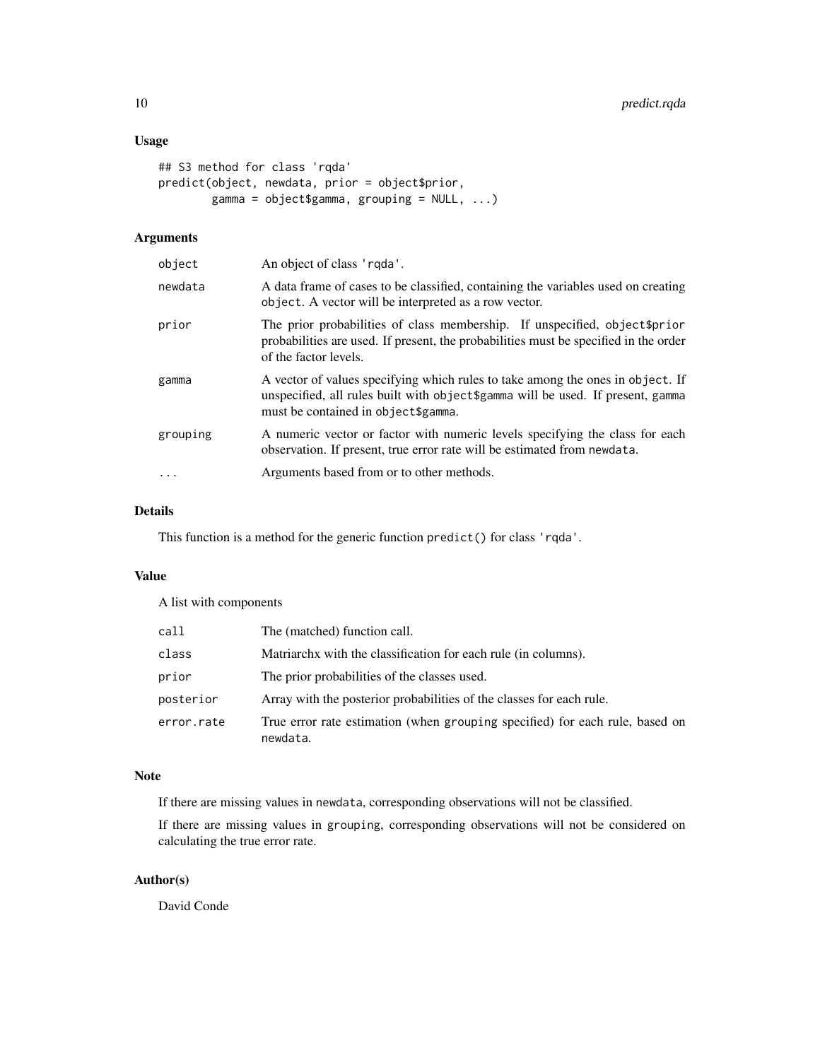## Usage

```
## S3 method for class 'rqda'
predict(object, newdata, prior = object$prior,
        gamma = object$gamma, grouping = NULL, ...)
```

## Arguments

| | |
|---|---|
| object | An object of class 'rqda'. |
| newdata | A data frame of cases to be classified, containing the variables used on creating object. A vector will be interpreted as a row vector. |
| prior | The prior probabilities of class membership. If unspecified, object$prior probabilities are used. If present, the probabilities must be specified in the order of the factor levels. |
| gamma | A vector of values specifying which rules to take among the ones in object. If unspecified, all rules built with object$gamma will be used. If present, gamma must be contained in object$gamma. |
| grouping | A numeric vector or factor with numeric levels specifying the class for each observation. If present, true error rate will be estimated from newdata. |
| ... | Arguments based from or to other methods. |

## Details

This function is a method for the generic function predict() for class 'rqda'.

## Value

A list with components

| | |
|---|---|
| call | The (matched) function call. |
| class | Matriarchx with the classification for each rule (in columns). |
| prior | The prior probabilities of the classes used. |
| posterior | Array with the posterior probabilities of the classes for each rule. |
| error.rate | True error rate estimation (when grouping specified) for each rule, based on newdata. |

## Note

If there are missing values in newdata, corresponding observations will not be classified.

If there are missing values in grouping, corresponding observations will not be considered on calculating the true error rate.

## Author(s)

David Conde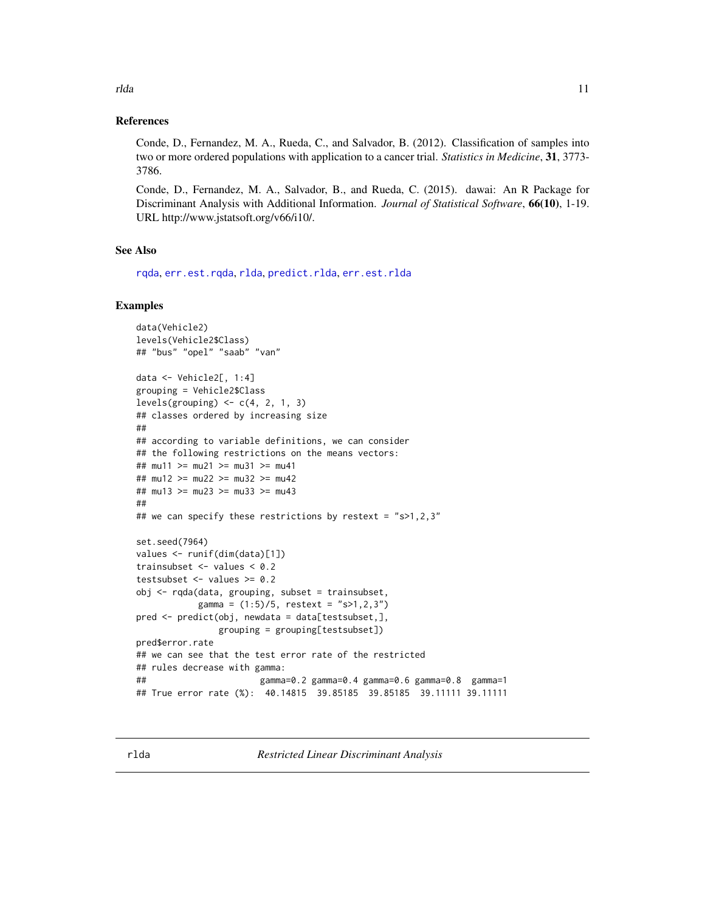### References

Conde, D., Fernandez, M. A., Rueda, C., and Salvador, B. (2012). Classification of samples into two or more ordered populations with application to a cancer trial. *Statistics in Medicine*, **31**, 3773-3786.

Conde, D., Fernandez, M. A., Salvador, B., and Rueda, C. (2015). dawai: An R Package for Discriminant Analysis with Additional Information. *Journal of Statistical Software*, **66(10)**, 1-19. URL http://www.jstatsoft.org/v66/i10/.

### See Also

rqda, err.est.rqda, rlda, predict.rlda, err.est.rlda

### Examples

```
data(Vehicle2)
levels(Vehicle2$Class)
## "bus" "opel" "saab" "van"

data <- Vehicle2[, 1:4]
grouping = Vehicle2$Class
levels(grouping) <- c(4, 2, 1, 3)
## classes ordered by increasing size
##
## according to variable definitions, we can consider
## the following restrictions on the means vectors:
## mu11 >= mu21 >= mu31 >= mu41
## mu12 >= mu22 >= mu32 >= mu42
## mu13 >= mu23 >= mu33 >= mu43
##
## we can specify these restrictions by restext = "s>1,2,3"

set.seed(7964)
values <- runif(dim(data)[1])
trainsubset <- values < 0.2
testsubset <- values >= 0.2
obj <- rqda(data, grouping, subset = trainsubset,
            gamma = (1:5)/5, restext = "s>1,2,3")
pred <- predict(obj, newdata = data[testsubset,],
                grouping = grouping[testsubset])
pred$error.rate
## we can see that the test error rate of the restricted
## rules decrease with gamma:
##                        gamma=0.2 gamma=0.4 gamma=0.6 gamma=0.8  gamma=1
## True error rate (%):  40.14815  39.85185  39.85185  39.11111 39.11111
```

## rlda *Restricted Linear Discriminant Analysis*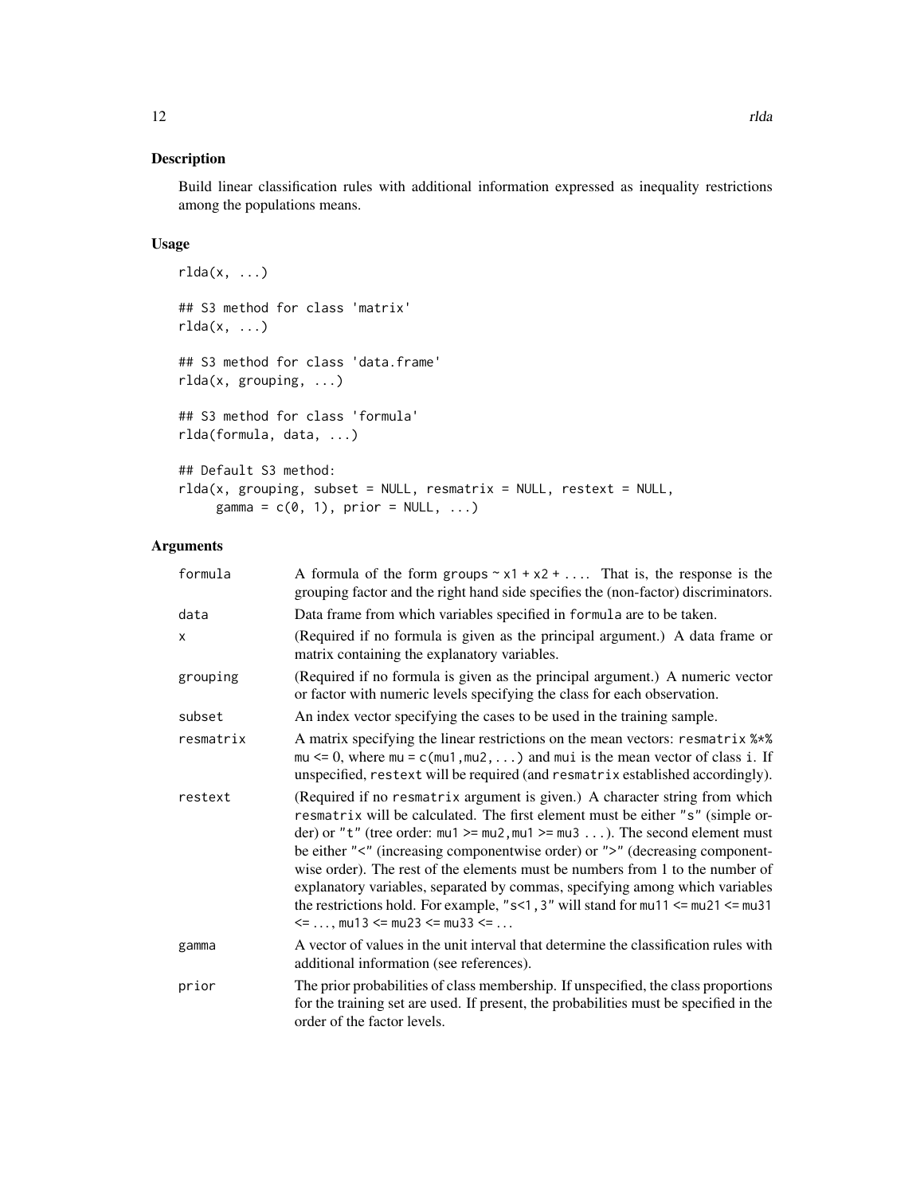## Description

Build linear classification rules with additional information expressed as inequality restrictions among the populations means.

## Usage

```
rlda(x, ...)

## S3 method for class 'matrix'
rlda(x, ...)

## S3 method for class 'data.frame'
rlda(x, grouping, ...)

## S3 method for class 'formula'
rlda(formula, data, ...)

## Default S3 method:
rlda(x, grouping, subset = NULL, resmatrix = NULL, restext = NULL,
     gamma = c(0, 1), prior = NULL, ...)
```

## Arguments

| | |
|---|---|
| `formula` | A formula of the form `groups ~ x1 + x2 + ...`. That is, the response is the grouping factor and the right hand side specifies the (non-factor) discriminators. |
| `data` | Data frame from which variables specified in `formula` are to be taken. |
| `x` | (Required if no formula is given as the principal argument.) A data frame or matrix containing the explanatory variables. |
| `grouping` | (Required if no formula is given as the principal argument.) A numeric vector or factor with numeric levels specifying the class for each observation. |
| `subset` | An index vector specifying the cases to be used in the training sample. |
| `resmatrix` | A matrix specifying the linear restrictions on the mean vectors: `resmatrix %*% mu <= 0`, where `mu = c(mu1,mu2,...)` and `mui` is the mean vector of class i. If unspecified, `restext` will be required (and `resmatrix` established accordingly). |
| `restext` | (Required if no `resmatrix` argument is given.) A character string from which `resmatrix` will be calculated. The first element must be either `"s"` (simple order) or `"t"` (tree order: `mu1 >= mu2,mu1 >= mu3 ...`). The second element must be either `"<"` (increasing componentwise order) or `">"` (decreasing componentwise order). The rest of the elements must be numbers from 1 to the number of explanatory variables, separated by commas, specifying among which variables the restrictions hold. For example, `"s<1,3"` will stand for `mu11 <= mu21 <= mu31 <= ..., mu13 <= mu23 <= mu33 <= ...` |
| `gamma` | A vector of values in the unit interval that determine the classification rules with additional information (see references). |
| `prior` | The prior probabilities of class membership. If unspecified, the class proportions for the training set are used. If present, the probabilities must be specified in the order of the factor levels. |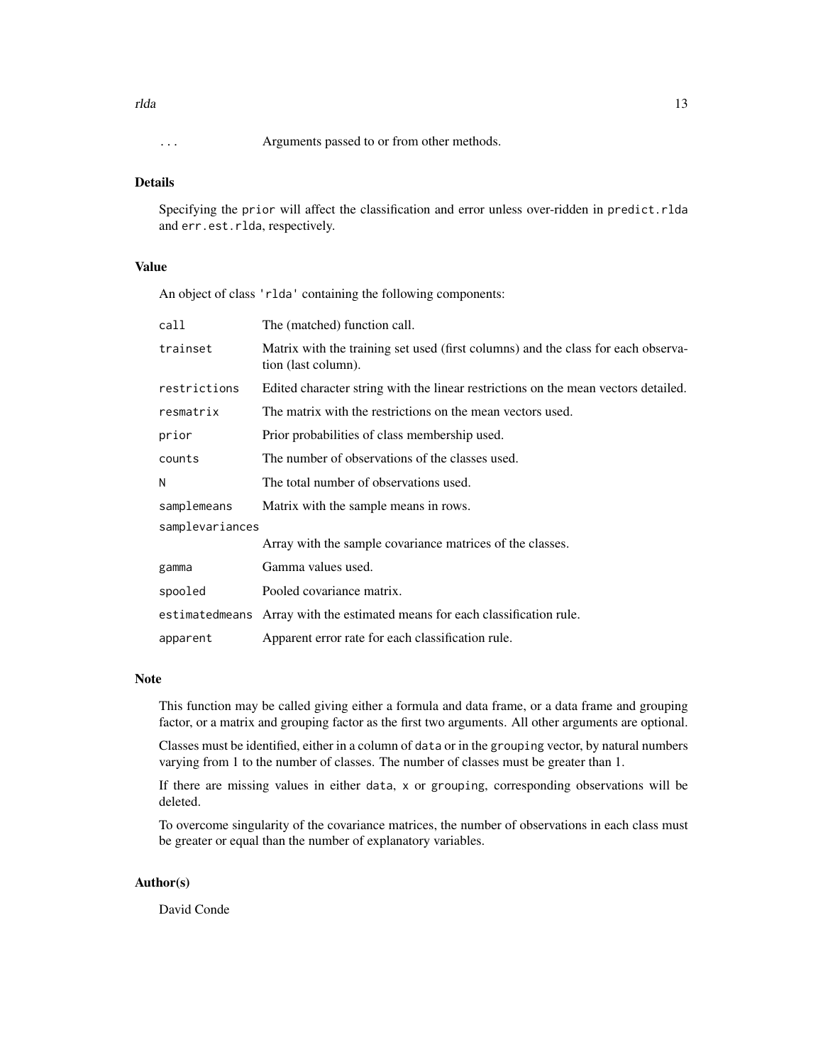`...` Arguments passed to or from other methods.

## Details

Specifying the `prior` will affect the classification and error unless over-ridden in `predict.rlda` and `err.est.rlda`, respectively.

## Value

An object of class `'rlda'` containing the following components:

| | |
|---|---|
| `call` | The (matched) function call. |
| `trainset` | Matrix with the training set used (first columns) and the class for each observation (last column). |
| `restrictions` | Edited character string with the linear restrictions on the mean vectors detailed. |
| `resmatrix` | The matrix with the restrictions on the mean vectors used. |
| `prior` | Prior probabilities of class membership used. |
| `counts` | The number of observations of the classes used. |
| `N` | The total number of observations used. |
| `samplemeans` | Matrix with the sample means in rows. |
| `samplevariances` | Array with the sample covariance matrices of the classes. |
| `gamma` | Gamma values used. |
| `spooled` | Pooled covariance matrix. |
| `estimatedmeans` | Array with the estimated means for each classification rule. |
| `apparent` | Apparent error rate for each classification rule. |

## Note

This function may be called giving either a formula and data frame, or a data frame and grouping factor, or a matrix and grouping factor as the first two arguments. All other arguments are optional.

Classes must be identified, either in a column of `data` or in the `grouping` vector, by natural numbers varying from 1 to the number of classes. The number of classes must be greater than 1.

If there are missing values in either `data`, `x` or `grouping`, corresponding observations will be deleted.

To overcome singularity of the covariance matrices, the number of observations in each class must be greater or equal than the number of explanatory variables.

## Author(s)

David Conde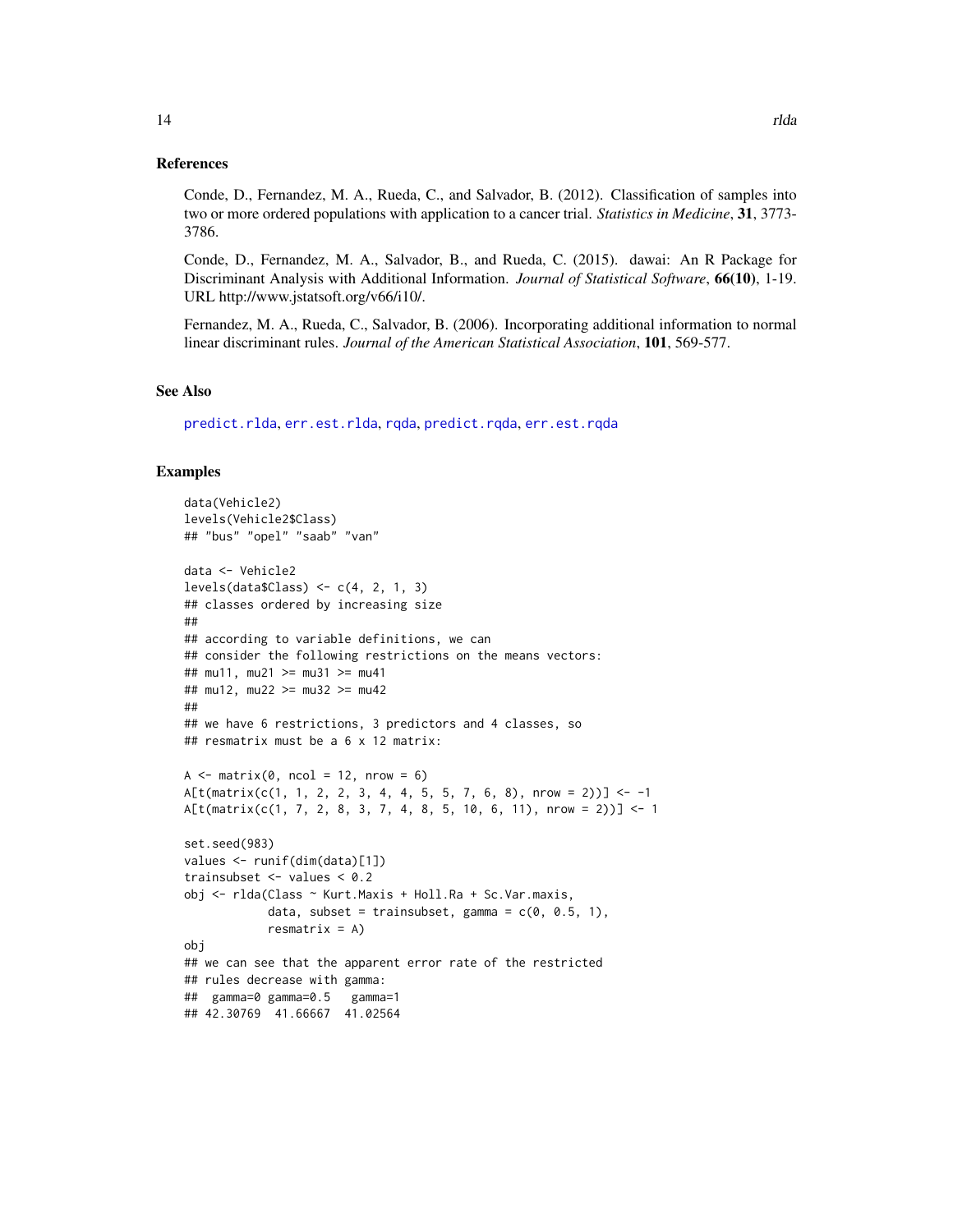## References

Conde, D., Fernandez, M. A., Rueda, C., and Salvador, B. (2012). Classification of samples into two or more ordered populations with application to a cancer trial. *Statistics in Medicine*, **31**, 3773-3786.

Conde, D., Fernandez, M. A., Salvador, B., and Rueda, C. (2015). dawai: An R Package for Discriminant Analysis with Additional Information. *Journal of Statistical Software*, **66(10)**, 1-19. URL http://www.jstatsoft.org/v66/i10/.

Fernandez, M. A., Rueda, C., Salvador, B. (2006). Incorporating additional information to normal linear discriminant rules. *Journal of the American Statistical Association*, **101**, 569-577.

## See Also

predict.rlda, err.est.rlda, rqda, predict.rqda, err.est.rqda

## Examples

```
data(Vehicle2)
levels(Vehicle2$Class)
## "bus" "opel" "saab" "van"

data <- Vehicle2
levels(data$Class) <- c(4, 2, 1, 3)
## classes ordered by increasing size
##
## according to variable definitions, we can
## consider the following restrictions on the means vectors:
## mu11, mu21 >= mu31 >= mu41
## mu12, mu22 >= mu32 >= mu42
##
## we have 6 restrictions, 3 predictors and 4 classes, so
## resmatrix must be a 6 x 12 matrix:

A <- matrix(0, ncol = 12, nrow = 6)
A[t(matrix(c(1, 1, 2, 2, 3, 4, 4, 5, 5, 7, 6, 8), nrow = 2))] <- -1
A[t(matrix(c(1, 7, 2, 8, 3, 7, 4, 8, 5, 10, 6, 11), nrow = 2))] <- 1

set.seed(983)
values <- runif(dim(data)[1])
trainsubset <- values < 0.2
obj <- rlda(Class ~ Kurt.Maxis + Holl.Ra + Sc.Var.maxis,
            data, subset = trainsubset, gamma = c(0, 0.5, 1),
            resmatrix = A)
obj
## we can see that the apparent error rate of the restricted
## rules decrease with gamma:
##  gamma=0 gamma=0.5   gamma=1
## 42.30769  41.66667  41.02564
```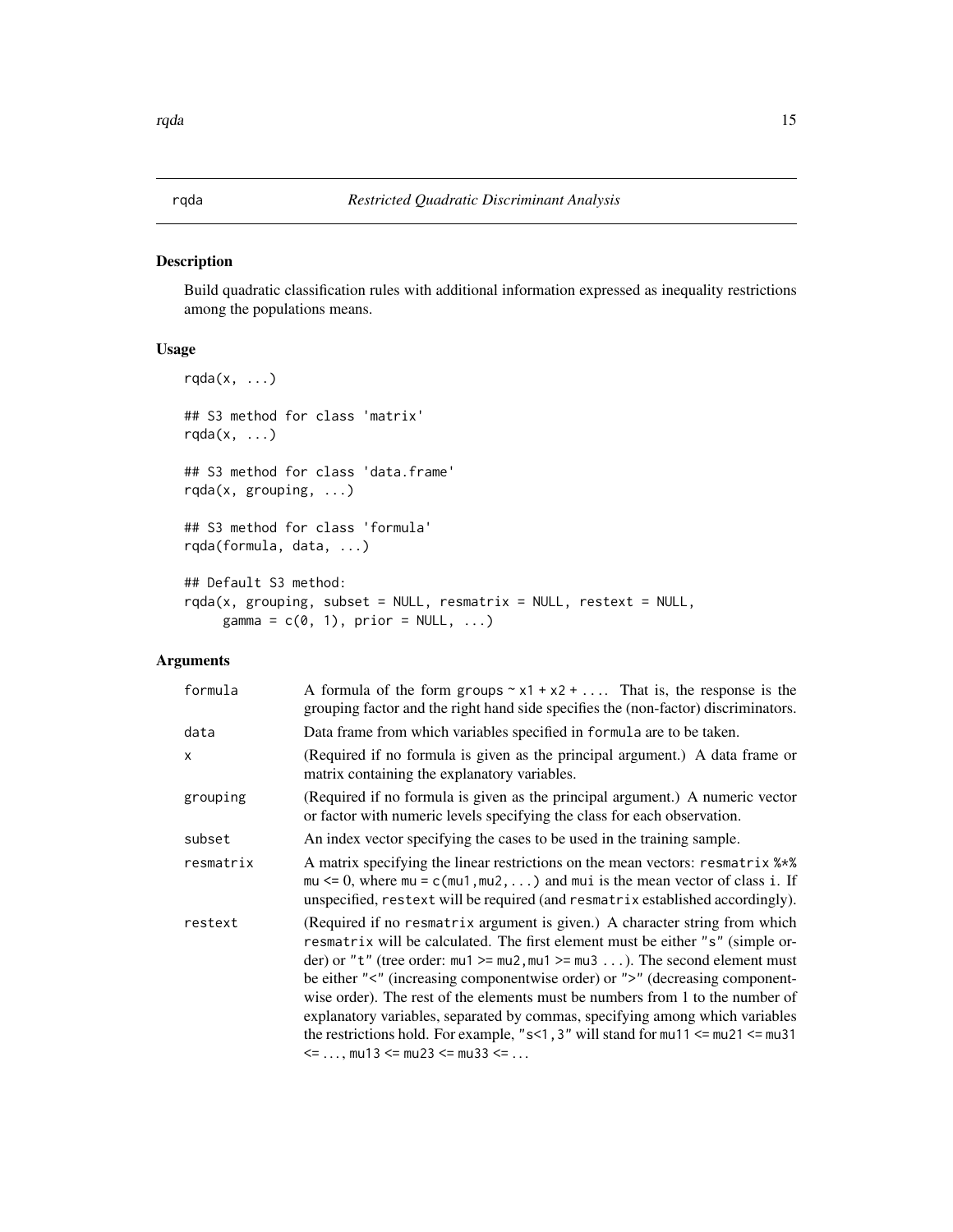rqda *Restricted Quadratic Discriminant Analysis*

## Description

Build quadratic classification rules with additional information expressed as inequality restrictions among the populations means.

## Usage

```
rqda(x, ...)

## S3 method for class 'matrix'
rqda(x, ...)

## S3 method for class 'data.frame'
rqda(x, grouping, ...)

## S3 method for class 'formula'
rqda(formula, data, ...)

## Default S3 method:
rqda(x, grouping, subset = NULL, resmatrix = NULL, restext = NULL,
     gamma = c(0, 1), prior = NULL, ...)
```

## Arguments

| | |
|---|---|
| formula | A formula of the form groups ~ x1 + x2 + .... That is, the response is the grouping factor and the right hand side specifies the (non-factor) discriminators. |
| data | Data frame from which variables specified in formula are to be taken. |
| x | (Required if no formula is given as the principal argument.) A data frame or matrix containing the explanatory variables. |
| grouping | (Required if no formula is given as the principal argument.) A numeric vector or factor with numeric levels specifying the class for each observation. |
| subset | An index vector specifying the cases to be used in the training sample. |
| resmatrix | A matrix specifying the linear restrictions on the mean vectors: resmatrix %*% mu <= 0, where mu = c(mu1,mu2,...) and mui is the mean vector of class i. If unspecified, restext will be required (and resmatrix established accordingly). |
| restext | (Required if no resmatrix argument is given.) A character string from which resmatrix will be calculated. The first element must be either "s" (simple order) or "t" (tree order: mu1 >= mu2, mu1 >= mu3 ...). The second element must be either "<" (increasing componentwise order) or ">" (decreasing componentwise order). The rest of the elements must be numbers from 1 to the number of explanatory variables, separated by commas, specifying among which variables the restrictions hold. For example, "s<1,3" will stand for mu11 <= mu21 <= mu31 <= ..., mu13 <= mu23 <= mu33 <= ... |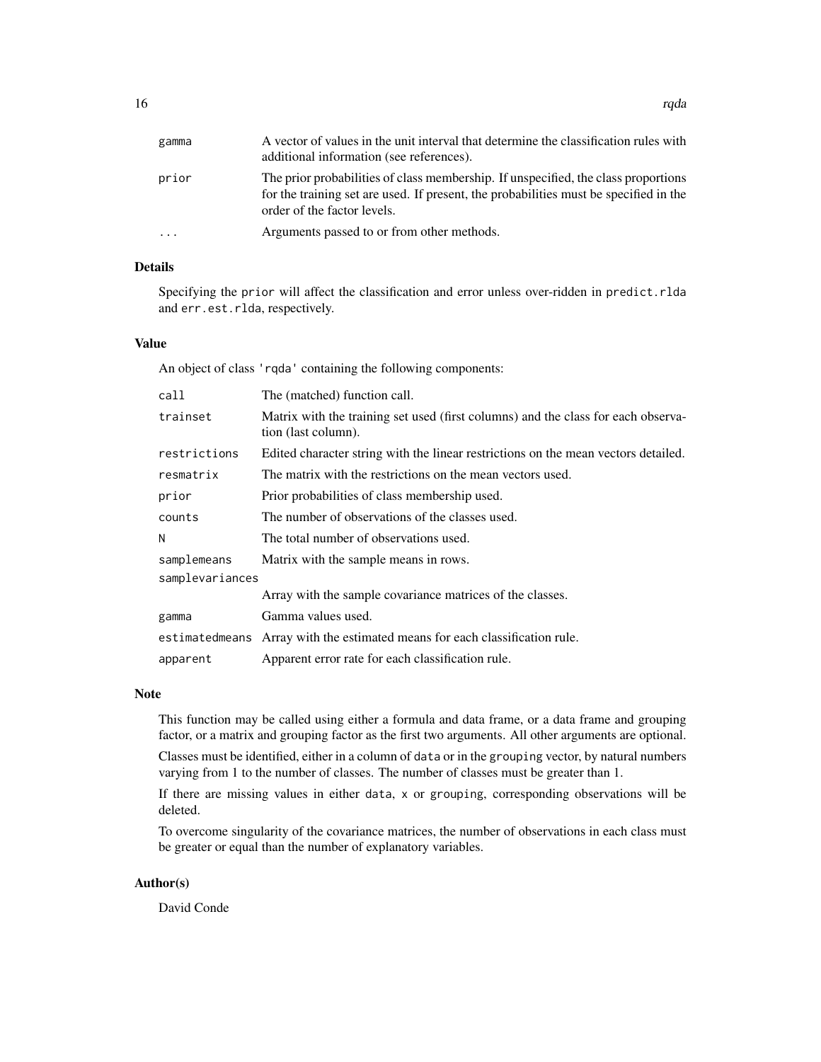| | |
|---|---|
| gamma | A vector of values in the unit interval that determine the classification rules with additional information (see references). |
| prior | The prior probabilities of class membership. If unspecified, the class proportions for the training set are used. If present, the probabilities must be specified in the order of the factor levels. |
| ... | Arguments passed to or from other methods. |

## Details

Specifying the `prior` will affect the classification and error unless over-ridden in `predict.rlda` and `err.est.rlda`, respectively.

## Value

An object of class `'rqda'` containing the following components:

| | |
|---|---|
| call | The (matched) function call. |
| trainset | Matrix with the training set used (first columns) and the class for each observation (last column). |
| restrictions | Edited character string with the linear restrictions on the mean vectors detailed. |
| resmatrix | The matrix with the restrictions on the mean vectors used. |
| prior | Prior probabilities of class membership used. |
| counts | The number of observations of the classes used. |
| N | The total number of observations used. |
| samplemeans | Matrix with the sample means in rows. |
| samplevariances | Array with the sample covariance matrices of the classes. |
| gamma | Gamma values used. |
| estimatedmeans | Array with the estimated means for each classification rule. |
| apparent | Apparent error rate for each classification rule. |

## Note

This function may be called using either a formula and data frame, or a data frame and grouping factor, or a matrix and grouping factor as the first two arguments. All other arguments are optional.

Classes must be identified, either in a column of `data` or in the `grouping` vector, by natural numbers varying from 1 to the number of classes. The number of classes must be greater than 1.

If there are missing values in either `data`, `x` or `grouping`, corresponding observations will be deleted.

To overcome singularity of the covariance matrices, the number of observations in each class must be greater or equal than the number of explanatory variables.

## Author(s)

David Conde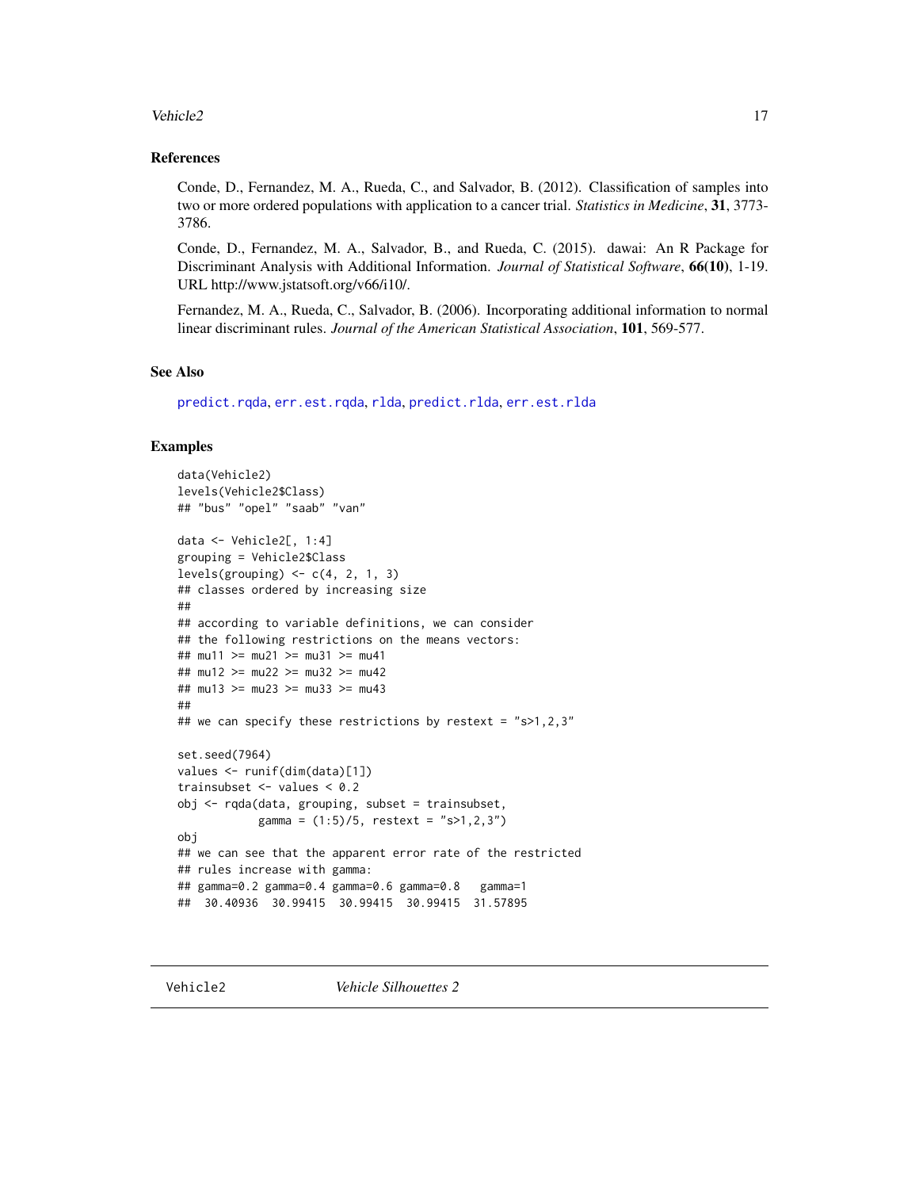### References

Conde, D., Fernandez, M. A., Rueda, C., and Salvador, B. (2012). Classification of samples into two or more ordered populations with application to a cancer trial. *Statistics in Medicine*, **31**, 3773-3786.

Conde, D., Fernandez, M. A., Salvador, B., and Rueda, C. (2015). dawai: An R Package for Discriminant Analysis with Additional Information. *Journal of Statistical Software*, **66(10)**, 1-19. URL http://www.jstatsoft.org/v66/i10/.

Fernandez, M. A., Rueda, C., Salvador, B. (2006). Incorporating additional information to normal linear discriminant rules. *Journal of the American Statistical Association*, **101**, 569-577.

### See Also

predict.rqda, err.est.rqda, rlda, predict.rlda, err.est.rlda

### Examples

```
data(Vehicle2)
levels(Vehicle2$Class)
## "bus" "opel" "saab" "van"

data <- Vehicle2[, 1:4]
grouping = Vehicle2$Class
levels(grouping) <- c(4, 2, 1, 3)
## classes ordered by increasing size
##
## according to variable definitions, we can consider
## the following restrictions on the means vectors:
## mu11 >= mu21 >= mu31 >= mu41
## mu12 >= mu22 >= mu32 >= mu42
## mu13 >= mu23 >= mu33 >= mu43
##
## we can specify these restrictions by restext = "s>1,2,3"

set.seed(7964)
values <- runif(dim(data)[1])
trainsubset <- values < 0.2
obj <- rqda(data, grouping, subset = trainsubset,
            gamma = (1:5)/5, restext = "s>1,2,3")
obj
## we can see that the apparent error rate of the restricted
## rules increase with gamma:
## gamma=0.2 gamma=0.4 gamma=0.6 gamma=0.8   gamma=1
##  30.40936  30.99415  30.99415  30.99415  31.57895
```

---

Vehicle2 *Vehicle Silhouettes 2*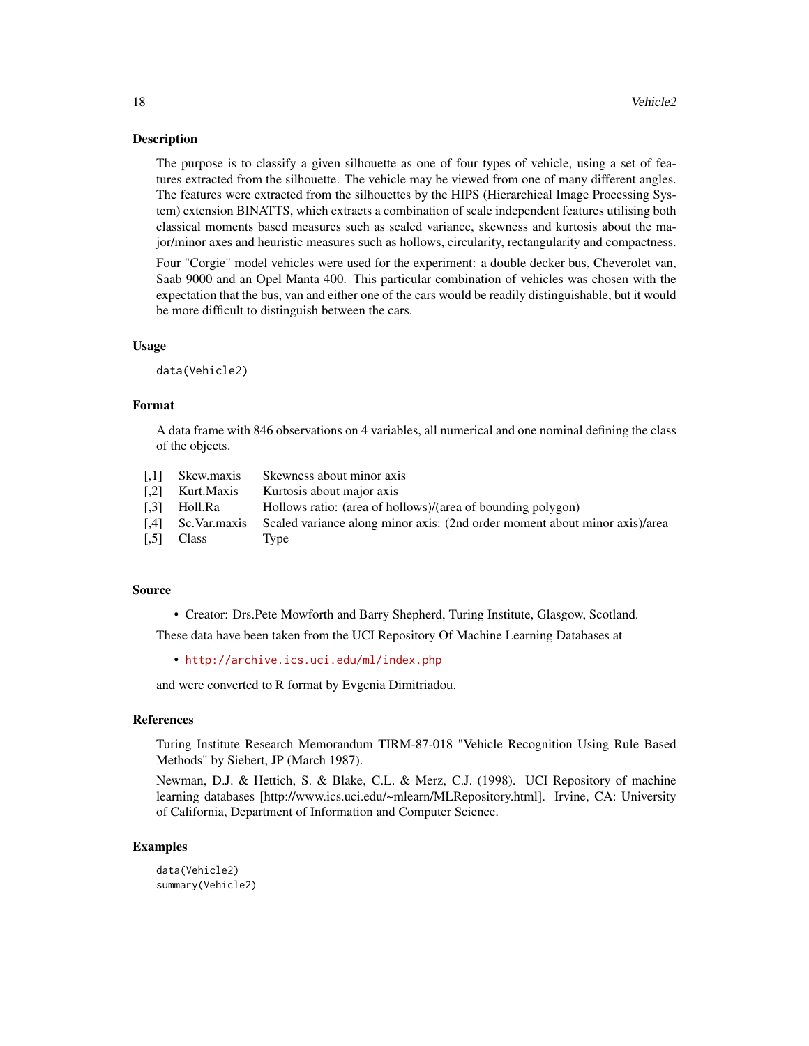### Description

The purpose is to classify a given silhouette as one of four types of vehicle, using a set of features extracted from the silhouette. The vehicle may be viewed from one of many different angles. The features were extracted from the silhouettes by the HIPS (Hierarchical Image Processing System) extension BINATTS, which extracts a combination of scale independent features utilising both classical moments based measures such as scaled variance, skewness and kurtosis about the major/minor axes and heuristic measures such as hollows, circularity, rectangularity and compactness.

Four "Corgie" model vehicles were used for the experiment: a double decker bus, Cheverolet van, Saab 9000 and an Opel Manta 400. This particular combination of vehicles was chosen with the expectation that the bus, van and either one of the cars would be readily distinguishable, but it would be more difficult to distinguish between the cars.

### Usage

```
data(Vehicle2)
```

### Format

A data frame with 846 observations on 4 variables, all numerical and one nominal defining the class of the objects.

| | | |
|---|---|---|
| [,1] | Skew.maxis | Skewness about minor axis |
| [,2] | Kurt.Maxis | Kurtosis about major axis |
| [,3] | Holl.Ra | Hollows ratio: (area of hollows)/(area of bounding polygon) |
| [,4] | Sc.Var.maxis | Scaled variance along minor axis: (2nd order moment about minor axis)/area |
| [,5] | Class | Type |

### Source

- Creator: Drs.Pete Mowforth and Barry Shepherd, Turing Institute, Glasgow, Scotland.

These data have been taken from the UCI Repository Of Machine Learning Databases at

- http://archive.ics.uci.edu/ml/index.php

and were converted to R format by Evgenia Dimitriadou.

### References

Turing Institute Research Memorandum TIRM-87-018 "Vehicle Recognition Using Rule Based Methods" by Siebert, JP (March 1987).

Newman, D.J. & Hettich, S. & Blake, C.L. & Merz, C.J. (1998). UCI Repository of machine learning databases [http://www.ics.uci.edu/~mlearn/MLRepository.html]. Irvine, CA: University of California, Department of Information and Computer Science.

### Examples

```
data(Vehicle2)
summary(Vehicle2)
```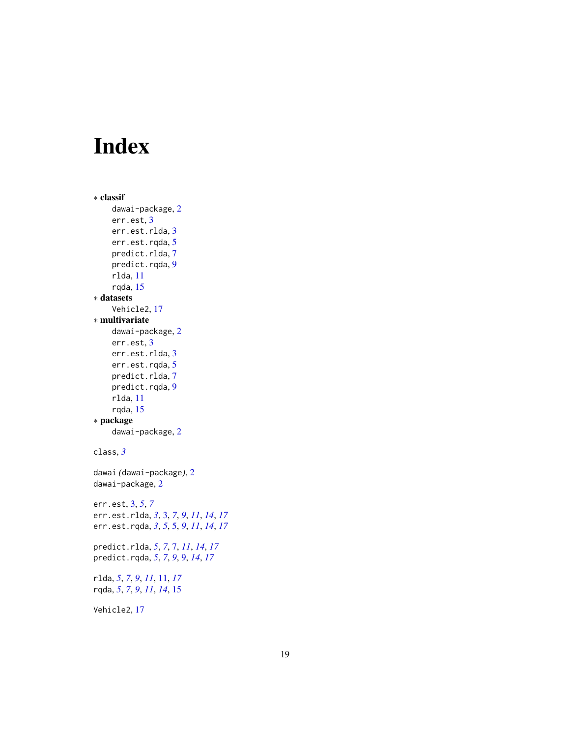# Index

∗ **classif**

- dawai-package, 2
- err.est, 3
- err.est.rlda, 3
- err.est.rqda, 5
- predict.rlda, 7
- predict.rqda, 9
- rlda, 11
- rqda, 15

∗ **datasets**

- Vehicle2, 17

∗ **multivariate**

- dawai-package, 2
- err.est, 3
- err.est.rlda, 3
- err.est.rqda, 5
- predict.rlda, 7
- predict.rqda, 9
- rlda, 11
- rqda, 15

∗ **package**

- dawai-package, 2

class, *3*

dawai (dawai-package), 2
dawai-package, 2

err.est, 3, *5*, *7*
err.est.rlda, *3*, 3, *7*, *9*, *11*, *14*, *17*
err.est.rqda, *3*, *5*, 5, *9*, *11*, *14*, *17*

predict.rlda, *5*, *7*, 7, *11*, *14*, *17*
predict.rqda, *5*, *7*, *9*, 9, *14*, *17*

rlda, *5*, *7*, *9*, *11*, 11, *17*
rqda, *5*, *7*, *9*, *11*, *14*, 15

Vehicle2, 17